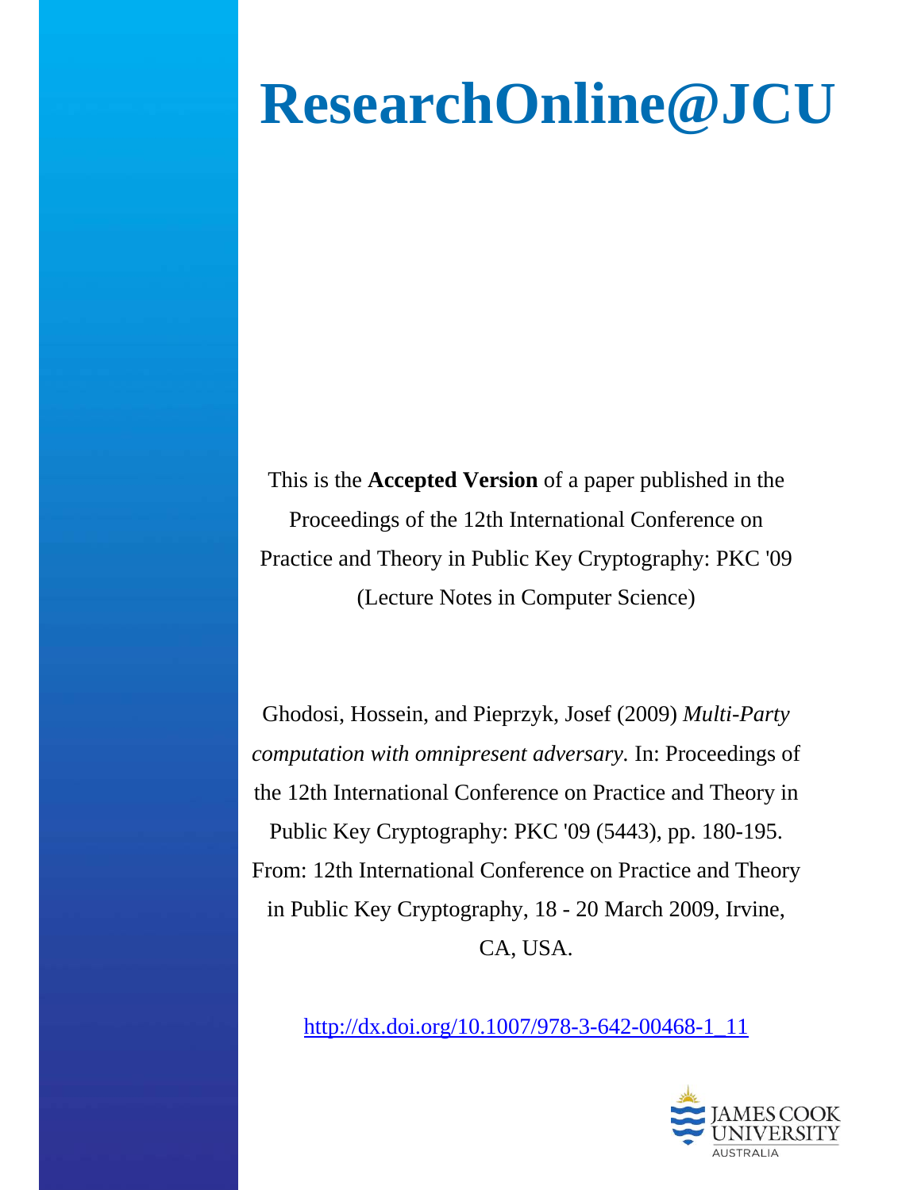# ResearchOnline@JCU

This is the **Accepted Version** of a paper published in the Proceedings of the 12th International Conference on Practice and Theory in Public Key Cryptography: PKC '09 (Lecture Notes in Computer Science)

Ghodosi, Hossein, and Pieprzyk, Josef (2009) *Multi-Party computation with omnipresent adversary.* In: Proceedings of the 12th International Conference on Practice and Theory in Public Key Cryptography: PKC '09 (5443), pp. 180-195. From: 12th International Conference on Practice and Theory in Public Key Cryptography, 18 - 20 March 2009, Irvine, CA, USA.

http://dx.doi.org/10.1007/978-3-642-00468-1_11

JAMES COOK UNIVERSITY
AUSTRALIA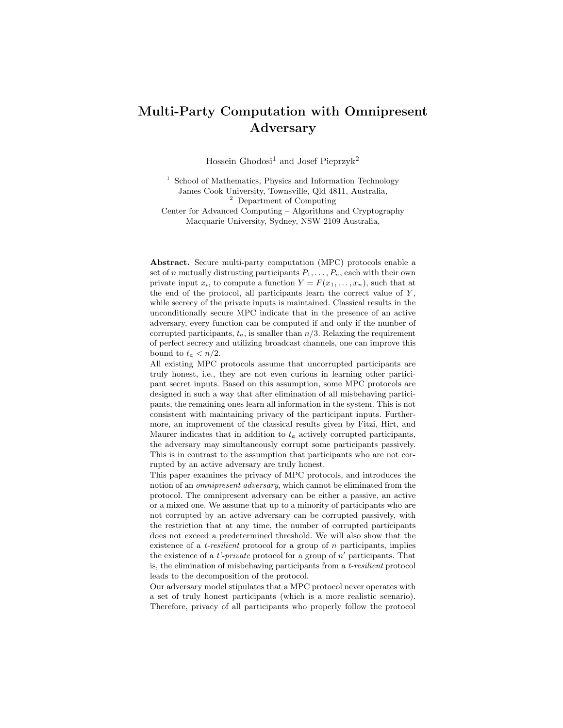# Multi-Party Computation with Omnipresent Adversary

Hossein Ghodosi[1] and Josef Pieprzyk[2]

[1] School of Mathematics, Physics and Information Technology
James Cook University, Townsville, Qld 4811, Australia,
[2] Department of Computing
Center for Advanced Computing – Algorithms and Cryptography
Macquarie University, Sydney, NSW 2109 Australia,

**Abstract.** Secure multi-party computation (MPC) protocols enable a set of $n$ mutually distrusting participants $P_1, \ldots, P_n$, each with their own private input $x_i$, to compute a function $Y = F(x_1, \ldots, x_n)$, such that at the end of the protocol, all participants learn the correct value of $Y$, while secrecy of the private inputs is maintained. Classical results in the unconditionally secure MPC indicate that in the presence of an active adversary, every function can be computed if and only if the number of corrupted participants, $t_a$, is smaller than $n/3$. Relaxing the requirement of perfect secrecy and utilizing broadcast channels, one can improve this bound to $t_a < n/2$.

All existing MPC protocols assume that uncorrupted participants are truly honest, i.e., they are not even curious in learning other participant secret inputs. Based on this assumption, some MPC protocols are designed in such a way that after elimination of all misbehaving participants, the remaining ones learn all information in the system. This is not consistent with maintaining privacy of the participant inputs. Furthermore, an improvement of the classical results given by Fitzi, Hirt, and Maurer indicates that in addition to $t_a$ actively corrupted participants, the adversary may simultaneously corrupt some participants passively. This is in contrast to the assumption that participants who are not corrupted by an active adversary are truly honest.

This paper examines the privacy of MPC protocols, and introduces the notion of an *omnipresent adversary*, which cannot be eliminated from the protocol. The omnipresent adversary can be either a passive, an active or a mixed one. We assume that up to a minority of participants who are not corrupted by an active adversary can be corrupted passively, with the restriction that at any time, the number of corrupted participants does not exceed a predetermined threshold. We will also show that the existence of a *t-resilient* protocol for a group of $n$ participants, implies the existence of a *t'-private* protocol for a group of $n'$ participants. That is, the elimination of misbehaving participants from a *t-resilient* protocol leads to the decomposition of the protocol.

Our adversary model stipulates that a MPC protocol never operates with a set of truly honest participants (which is a more realistic scenario). Therefore, privacy of all participants who properly follow the protocol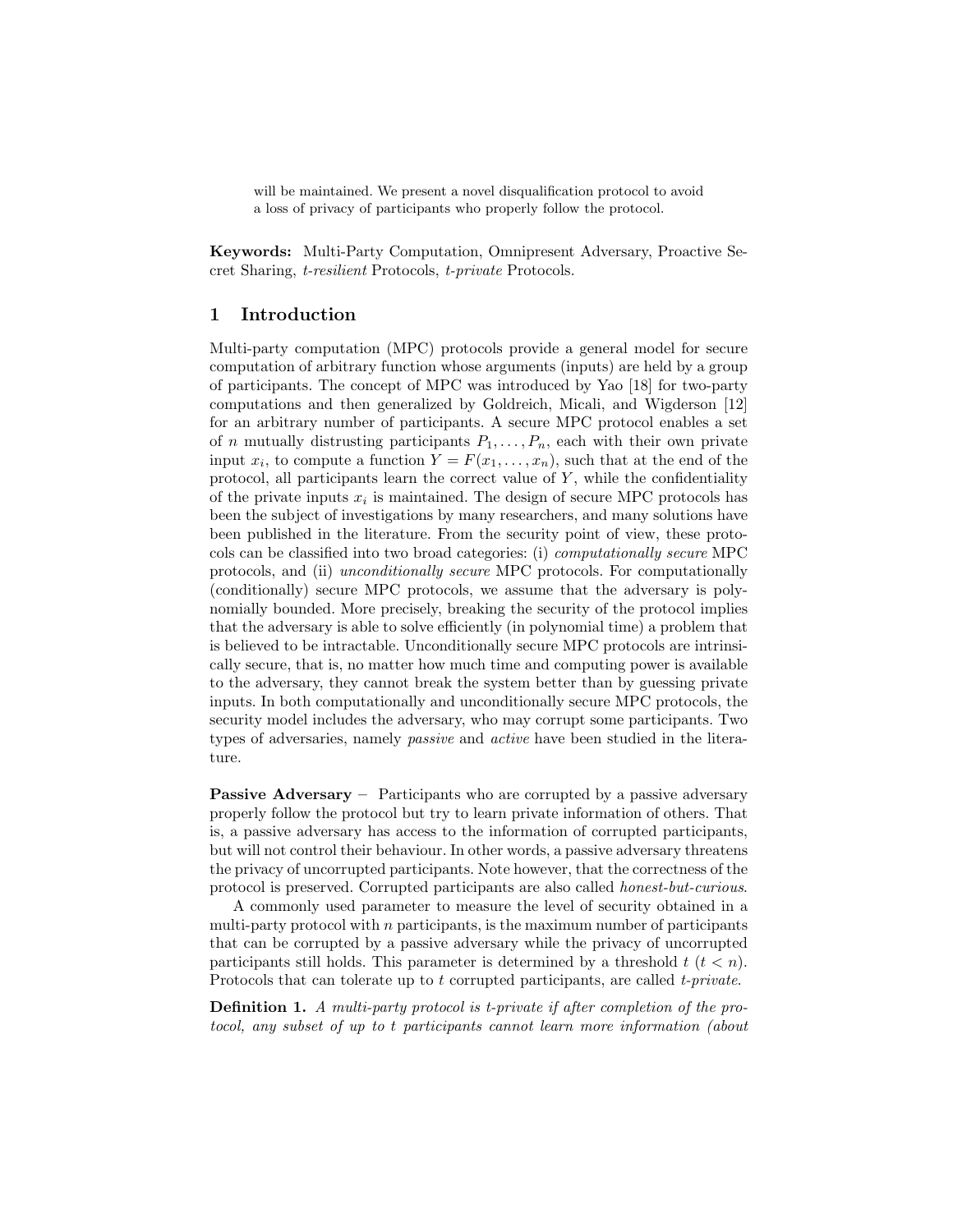will be maintained. We present a novel disqualification protocol to avoid a loss of privacy of participants who properly follow the protocol.

**Keywords:** Multi-Party Computation, Omnipresent Adversary, Proactive Secret Sharing, *t-resilient* Protocols, *t-private* Protocols.

## 1 Introduction

Multi-party computation (MPC) protocols provide a general model for secure computation of arbitrary function whose arguments (inputs) are held by a group of participants. The concept of MPC was introduced by Yao [18] for two-party computations and then generalized by Goldreich, Micali, and Wigderson [12] for an arbitrary number of participants. A secure MPC protocol enables a set of $n$ mutually distrusting participants $P_1, \ldots, P_n$, each with their own private input $x_i$, to compute a function $Y = F(x_1, \ldots, x_n)$, such that at the end of the protocol, all participants learn the correct value of $Y$, while the confidentiality of the private inputs $x_i$ is maintained. The design of secure MPC protocols has been the subject of investigations by many researchers, and many solutions have been published in the literature. From the security point of view, these protocols can be classified into two broad categories: (i) *computationally secure* MPC protocols, and (ii) *unconditionally secure* MPC protocols. For computationally (conditionally) secure MPC protocols, we assume that the adversary is polynomially bounded. More precisely, breaking the security of the protocol implies that the adversary is able to solve efficiently (in polynomial time) a problem that is believed to be intractable. Unconditionally secure MPC protocols are intrinsically secure, that is, no matter how much time and computing power is available to the adversary, they cannot break the system better than by guessing private inputs. In both computationally and unconditionally secure MPC protocols, the security model includes the adversary, who may corrupt some participants. Two types of adversaries, namely *passive* and *active* have been studied in the literature.

**Passive Adversary** – Participants who are corrupted by a passive adversary properly follow the protocol but try to learn private information of others. That is, a passive adversary has access to the information of corrupted participants, but will not control their behaviour. In other words, a passive adversary threatens the privacy of uncorrupted participants. Note however, that the correctness of the protocol is preserved. Corrupted participants are also called *honest-but-curious*.

A commonly used parameter to measure the level of security obtained in a multi-party protocol with $n$ participants, is the maximum number of participants that can be corrupted by a passive adversary while the privacy of uncorrupted participants still holds. This parameter is determined by a threshold $t$ ($t < n$). Protocols that can tolerate up to $t$ corrupted participants, are called *t-private*.

**Definition 1.** *A multi-party protocol is t-private if after completion of the protocol, any subset of up to t participants cannot learn more information (about*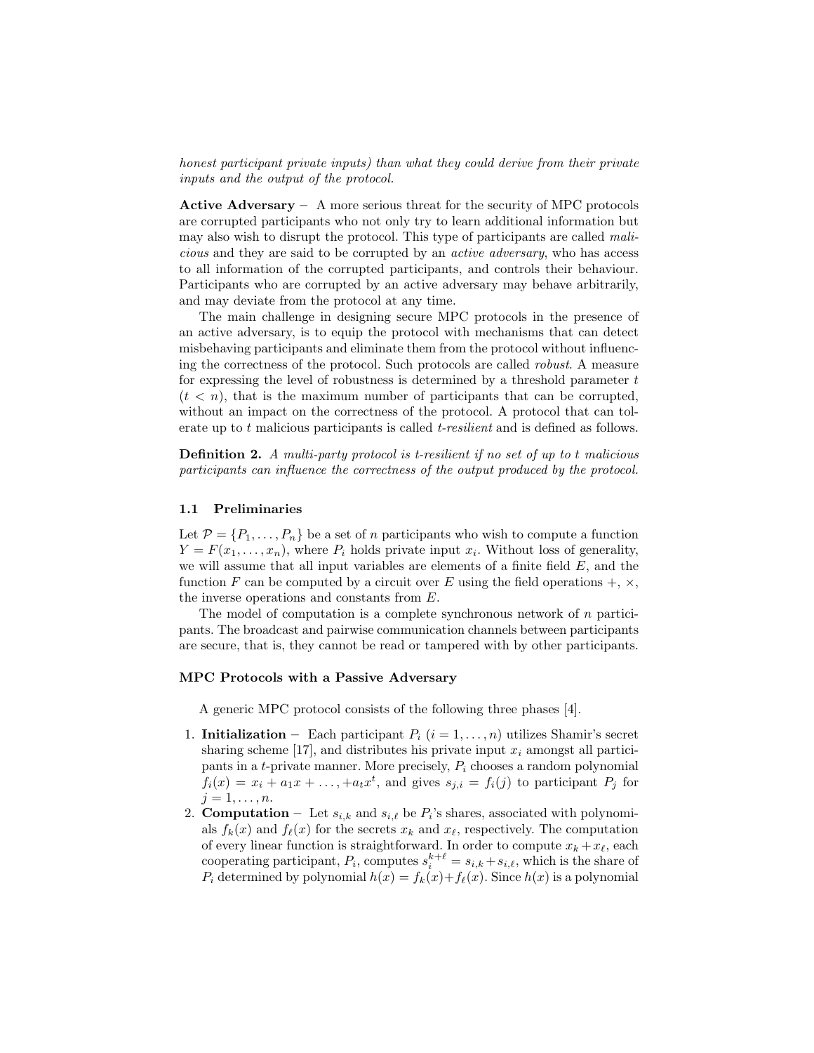*honest participant private inputs) than what they could derive from their private inputs and the output of the protocol.*

**Active Adversary** – A more serious threat for the security of MPC protocols are corrupted participants who not only try to learn additional information but may also wish to disrupt the protocol. This type of participants are called *malicious* and they are said to be corrupted by an *active adversary*, who has access to all information of the corrupted participants, and controls their behaviour. Participants who are corrupted by an active adversary may behave arbitrarily, and may deviate from the protocol at any time.

The main challenge in designing secure MPC protocols in the presence of an active adversary, is to equip the protocol with mechanisms that can detect misbehaving participants and eliminate them from the protocol without influencing the correctness of the protocol. Such protocols are called *robust*. A measure for expressing the level of robustness is determined by a threshold parameter $t$ ($t < n$), that is the maximum number of participants that can be corrupted, without an impact on the correctness of the protocol. A protocol that can tolerate up to $t$ malicious participants is called *t-resilient* and is defined as follows.

**Definition 2.** *A multi-party protocol is t-resilient if no set of up to t malicious participants can influence the correctness of the output produced by the protocol.*

### 1.1 Preliminaries

Let $\mathcal{P} = \{P_1, \ldots, P_n\}$ be a set of $n$ participants who wish to compute a function $Y = F(x_1, \ldots, x_n)$, where $P_i$ holds private input $x_i$. Without loss of generality, we will assume that all input variables are elements of a finite field $E$, and the function $F$ can be computed by a circuit over $E$ using the field operations $+$, $\times$, the inverse operations and constants from $E$.

The model of computation is a complete synchronous network of $n$ participants. The broadcast and pairwise communication channels between participants are secure, that is, they cannot be read or tampered with by other participants.

**MPC Protocols with a Passive Adversary**

A generic MPC protocol consists of the following three phases [4].

1. **Initialization** – Each participant $P_i$ ($i = 1, \ldots, n$) utilizes Shamir's secret sharing scheme [17], and distributes his private input $x_i$ amongst all participants in a $t$-private manner. More precisely, $P_i$ chooses a random polynomial $f_i(x) = x_i + a_1 x + \ldots, +a_t x^t$, and gives $s_{j,i} = f_i(j)$ to participant $P_j$ for $j = 1, \ldots, n$.
2. **Computation** – Let $s_{i,k}$ and $s_{i,\ell}$ be $P_i$'s shares, associated with polynomials $f_k(x)$ and $f_\ell(x)$ for the secrets $x_k$ and $x_\ell$, respectively. The computation of every linear function is straightforward. In order to compute $x_k + x_\ell$, each cooperating participant, $P_i$, computes $s_i^{k+\ell} = s_{i,k} + s_{i,\ell}$, which is the share of $P_i$ determined by polynomial $h(x) = f_k(x) + f_\ell(x)$. Since $h(x)$ is a polynomial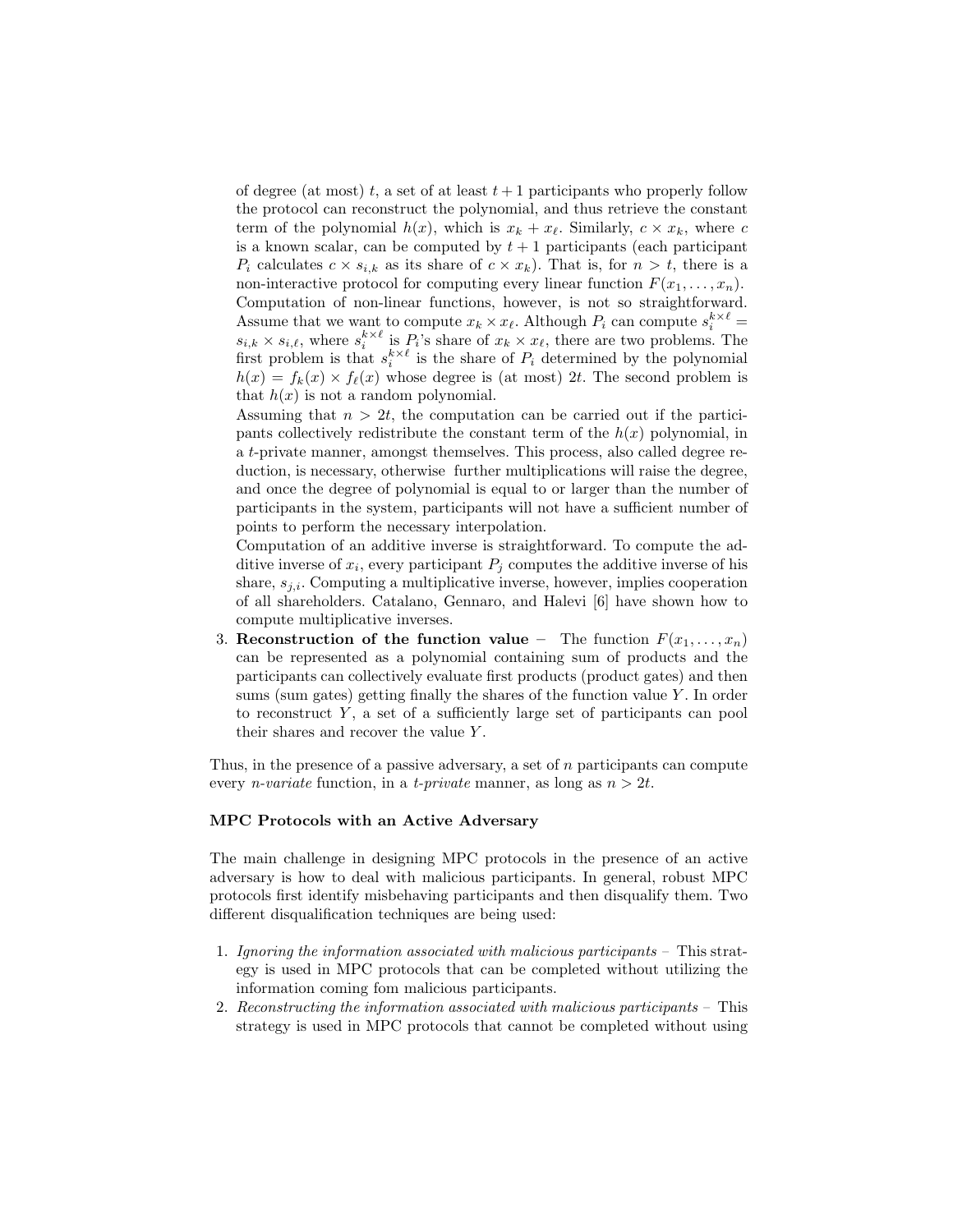of degree (at most) $t$, a set of at least $t+1$ participants who properly follow the protocol can reconstruct the polynomial, and thus retrieve the constant term of the polynomial $h(x)$, which is $x_k + x_\ell$. Similarly, $c \times x_k$, where $c$ is a known scalar, can be computed by $t+1$ participants (each participant $P_i$ calculates $c \times s_{i,k}$ as its share of $c \times x_k$). That is, for $n > t$, there is a non-interactive protocol for computing every linear function $F(x_1, \ldots, x_n)$.
Computation of non-linear functions, however, is not so straightforward. Assume that we want to compute $x_k \times x_\ell$. Although $P_i$ can compute $s_i^{k \times \ell} = s_{i,k} \times s_{i,\ell}$, where $s_i^{k\times\ell}$ is $P_i$'s share of $x_k \times x_\ell$, there are two problems. The first problem is that $s_i^{k\times\ell}$ is the share of $P_i$ determined by the polynomial $h(x) = f_k(x) \times f_\ell(x)$ whose degree is (at most) $2t$. The second problem is that $h(x)$ is not a random polynomial.
Assuming that $n > 2t$, the computation can be carried out if the participants collectively redistribute the constant term of the $h(x)$ polynomial, in a $t$-private manner, amongst themselves. This process, also called degree reduction, is necessary, otherwise further multiplications will raise the degree, and once the degree of polynomial is equal to or larger than the number of participants in the system, participants will not have a sufficient number of points to perform the necessary interpolation.
Computation of an additive inverse is straightforward. To compute the additive inverse of $x_i$, every participant $P_j$ computes the additive inverse of his share, $s_{j,i}$. Computing a multiplicative inverse, however, implies cooperation of all shareholders. Catalano, Gennaro, and Halevi [6] have shown how to compute multiplicative inverses.

3. **Reconstruction of the function value** – The function $F(x_1, \ldots, x_n)$ can be represented as a polynomial containing sum of products and the participants can collectively evaluate first products (product gates) and then sums (sum gates) getting finally the shares of the function value $Y$. In order to reconstruct $Y$, a set of a sufficiently large set of participants can pool their shares and recover the value $Y$.

Thus, in the presence of a passive adversary, a set of $n$ participants can compute every *n-variate* function, in a *t-private* manner, as long as $n > 2t$.

#### MPC Protocols with an Active Adversary

The main challenge in designing MPC protocols in the presence of an active adversary is how to deal with malicious participants. In general, robust MPC protocols first identify misbehaving participants and then disqualify them. Two different disqualification techniques are being used:

1. *Ignoring the information associated with malicious participants* – This strategy is used in MPC protocols that can be completed without utilizing the information coming fom malicious participants.
2. *Reconstructing the information associated with malicious participants* – This strategy is used in MPC protocols that cannot be completed without using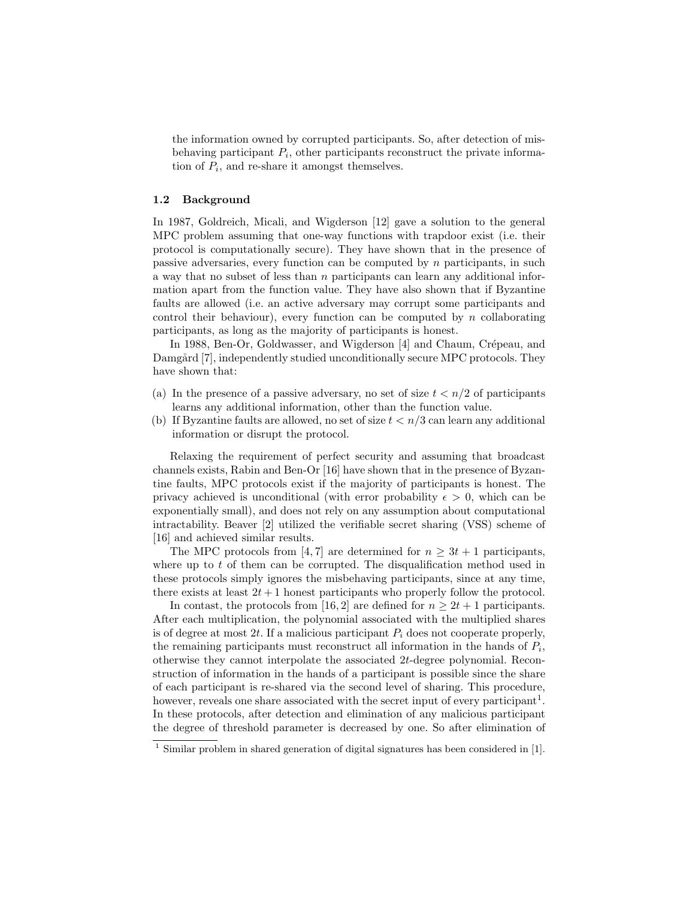the information owned by corrupted participants. So, after detection of misbehaving participant $P_i$, other participants reconstruct the private information of $P_i$, and re-share it amongst themselves.

### 1.2 Background

In 1987, Goldreich, Micali, and Wigderson [12] gave a solution to the general MPC problem assuming that one-way functions with trapdoor exist (i.e. their protocol is computationally secure). They have shown that in the presence of passive adversaries, every function can be computed by $n$ participants, in such a way that no subset of less than $n$ participants can learn any additional information apart from the function value. They have also shown that if Byzantine faults are allowed (i.e. an active adversary may corrupt some participants and control their behaviour), every function can be computed by $n$ collaborating participants, as long as the majority of participants is honest.

In 1988, Ben-Or, Goldwasser, and Wigderson [4] and Chaum, Crépeau, and Damgård [7], independently studied unconditionally secure MPC protocols. They have shown that:

(a) In the presence of a passive adversary, no set of size $t < n/2$ of participants learns any additional information, other than the function value.
(b) If Byzantine faults are allowed, no set of size $t < n/3$ can learn any additional information or disrupt the protocol.

Relaxing the requirement of perfect security and assuming that broadcast channels exists, Rabin and Ben-Or [16] have shown that in the presence of Byzantine faults, MPC protocols exist if the majority of participants is honest. The privacy achieved is unconditional (with error probability $\epsilon > 0$, which can be exponentially small), and does not rely on any assumption about computational intractability. Beaver [2] utilized the verifiable secret sharing (VSS) scheme of [16] and achieved similar results.

The MPC protocols from [4, 7] are determined for $n \geq 3t + 1$ participants, where up to $t$ of them can be corrupted. The disqualification method used in these protocols simply ignores the misbehaving participants, since at any time, there exists at least $2t + 1$ honest participants who properly follow the protocol.

In contast, the protocols from [16, 2] are defined for $n \geq 2t + 1$ participants. After each multiplication, the polynomial associated with the multiplied shares is of degree at most $2t$. If a malicious participant $P_i$ does not cooperate properly, the remaining participants must reconstruct all information in the hands of $P_i$, otherwise they cannot interpolate the associated $2t$-degree polynomial. Reconstruction of information in the hands of a participant is possible since the share of each participant is re-shared via the second level of sharing. This procedure, however, reveals one share associated with the secret input of every participant[1]. In these protocols, after detection and elimination of any malicious participant the degree of threshold parameter is decreased by one. So after elimination of

[1] Similar problem in shared generation of digital signatures has been considered in [1].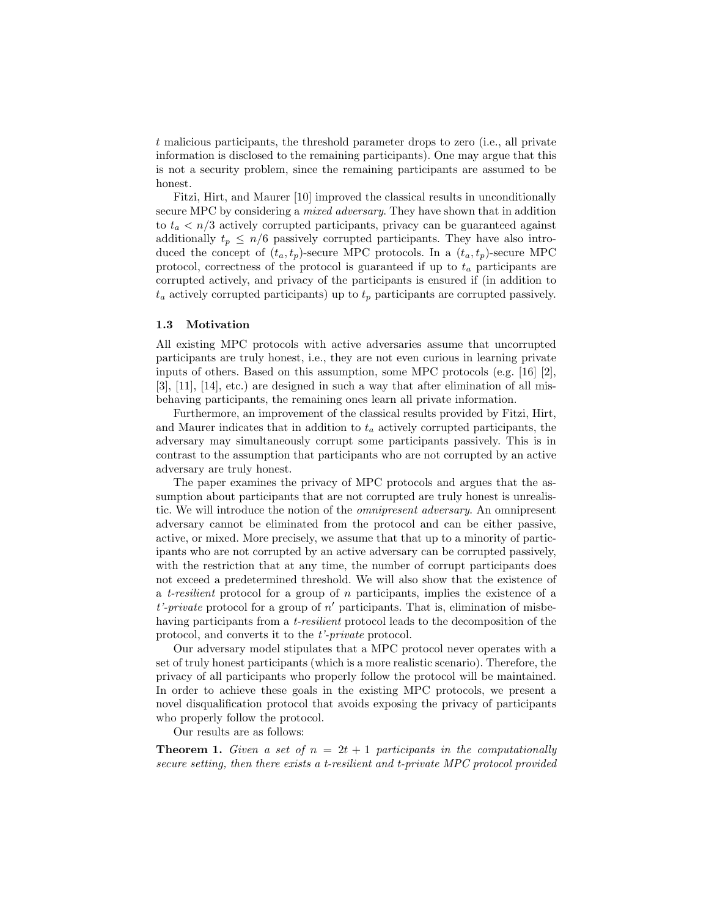$t$ malicious participants, the threshold parameter drops to zero (i.e., all private information is disclosed to the remaining participants). One may argue that this is not a security problem, since the remaining participants are assumed to be honest.

Fitzi, Hirt, and Maurer [10] improved the classical results in unconditionally secure MPC by considering a *mixed adversary*. They have shown that in addition to $t_a < n/3$ actively corrupted participants, privacy can be guaranteed against additionally $t_p \leq n/6$ passively corrupted participants. They have also introduced the concept of $(t_a, t_p)$-secure MPC protocols. In a $(t_a, t_p)$-secure MPC protocol, correctness of the protocol is guaranteed if up to $t_a$ participants are corrupted actively, and privacy of the participants is ensured if (in addition to $t_a$ actively corrupted participants) up to $t_p$ participants are corrupted passively.

### 1.3 Motivation

All existing MPC protocols with active adversaries assume that uncorrupted participants are truly honest, i.e., they are not even curious in learning private inputs of others. Based on this assumption, some MPC protocols (e.g. [16] [2], [3], [11], [14], etc.) are designed in such a way that after elimination of all misbehaving participants, the remaining ones learn all private information.

Furthermore, an improvement of the classical results provided by Fitzi, Hirt, and Maurer indicates that in addition to $t_a$ actively corrupted participants, the adversary may simultaneously corrupt some participants passively. This is in contrast to the assumption that participants who are not corrupted by an active adversary are truly honest.

The paper examines the privacy of MPC protocols and argues that the assumption about participants that are not corrupted are truly honest is unrealistic. We will introduce the notion of the *omnipresent adversary*. An omnipresent adversary cannot be eliminated from the protocol and can be either passive, active, or mixed. More precisely, we assume that that up to a minority of participants who are not corrupted by an active adversary can be corrupted passively, with the restriction that at any time, the number of corrupt participants does not exceed a predetermined threshold. We will also show that the existence of a *t-resilient* protocol for a group of $n$ participants, implies the existence of a *t'-private* protocol for a group of $n'$ participants. That is, elimination of misbehaving participants from a *t-resilient* protocol leads to the decomposition of the protocol, and converts it to the *t'-private* protocol.

Our adversary model stipulates that a MPC protocol never operates with a set of truly honest participants (which is a more realistic scenario). Therefore, the privacy of all participants who properly follow the protocol will be maintained. In order to achieve these goals in the existing MPC protocols, we present a novel disqualification protocol that avoids exposing the privacy of participants who properly follow the protocol.

Our results are as follows:

**Theorem 1.** *Given a set of $n = 2t + 1$ participants in the computationally secure setting, then there exists a t-resilient and t-private MPC protocol provided*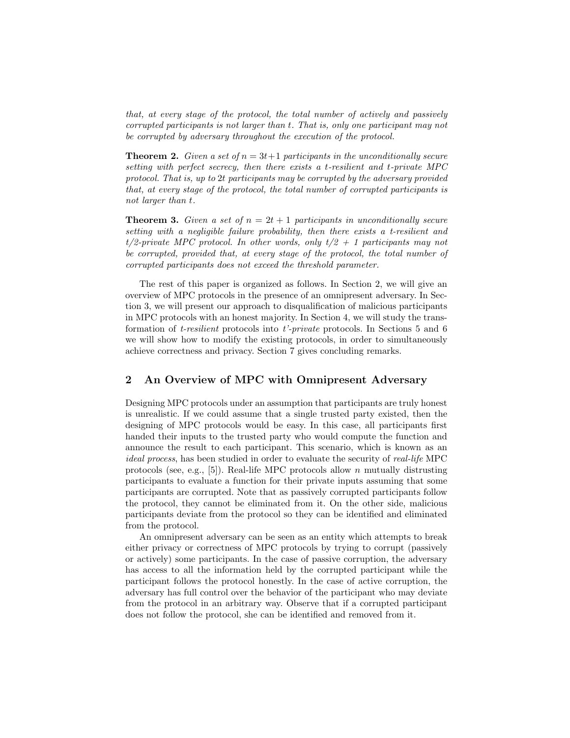*that, at every stage of the protocol, the total number of actively and passively corrupted participants is not larger than $t$. That is, only one participant may not be corrupted by adversary throughout the execution of the protocol.*

**Theorem 2.** *Given a set of $n = 3t+1$ participants in the unconditionally secure setting with perfect secrecy, then there exists a $t$-resilient and $t$-private MPC protocol. That is, up to $2t$ participants may be corrupted by the adversary provided that, at every stage of the protocol, the total number of corrupted participants is not larger than $t$.*

**Theorem 3.** *Given a set of $n = 2t + 1$ participants in unconditionally secure setting with a negligible failure probability, then there exists a $t$-resilient and $t/2$-private MPC protocol. In other words, only $t/2 + 1$ participants may not be corrupted, provided that, at every stage of the protocol, the total number of corrupted participants does not exceed the threshold parameter.*

The rest of this paper is organized as follows. In Section 2, we will give an overview of MPC protocols in the presence of an omnipresent adversary. In Section 3, we will present our approach to disqualification of malicious participants in MPC protocols with an honest majority. In Section 4, we will study the transformation of *t-resilient* protocols into *t'-private* protocols. In Sections 5 and 6 we will show how to modify the existing protocols, in order to simultaneously achieve correctness and privacy. Section 7 gives concluding remarks.

## 2 An Overview of MPC with Omnipresent Adversary

Designing MPC protocols under an assumption that participants are truly honest is unrealistic. If we could assume that a single trusted party existed, then the designing of MPC protocols would be easy. In this case, all participants first handed their inputs to the trusted party who would compute the function and announce the result to each participant. This scenario, which is known as an *ideal process*, has been studied in order to evaluate the security of *real-life* MPC protocols (see, e.g., [5]). Real-life MPC protocols allow $n$ mutually distrusting participants to evaluate a function for their private inputs assuming that some participants are corrupted. Note that as passively corrupted participants follow the protocol, they cannot be eliminated from it. On the other side, malicious participants deviate from the protocol so they can be identified and eliminated from the protocol.

An omnipresent adversary can be seen as an entity which attempts to break either privacy or correctness of MPC protocols by trying to corrupt (passively or actively) some participants. In the case of passive corruption, the adversary has access to all the information held by the corrupted participant while the participant follows the protocol honestly. In the case of active corruption, the adversary has full control over the behavior of the participant who may deviate from the protocol in an arbitrary way. Observe that if a corrupted participant does not follow the protocol, she can be identified and removed from it.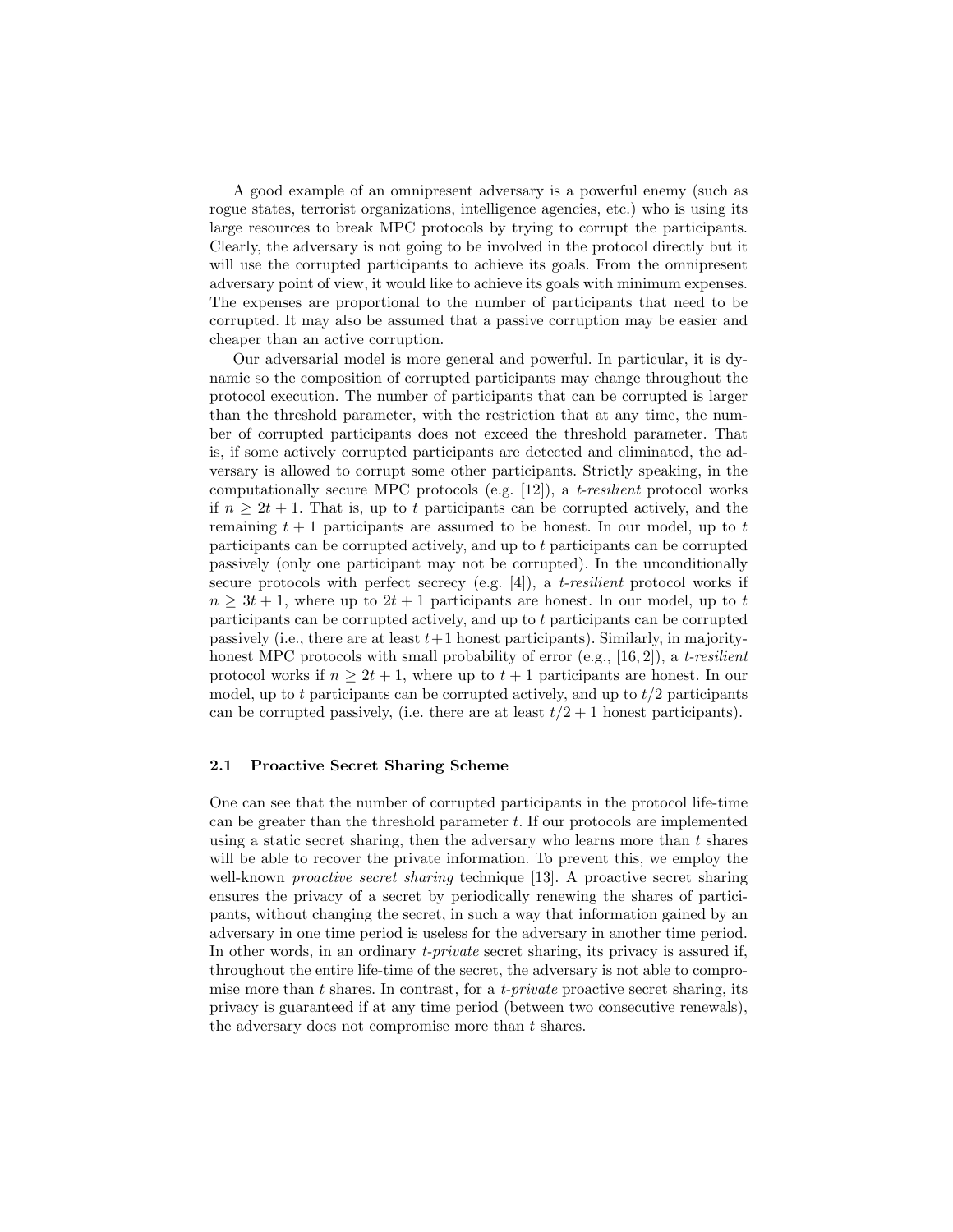A good example of an omnipresent adversary is a powerful enemy (such as rogue states, terrorist organizations, intelligence agencies, etc.) who is using its large resources to break MPC protocols by trying to corrupt the participants. Clearly, the adversary is not going to be involved in the protocol directly but it will use the corrupted participants to achieve its goals. From the omnipresent adversary point of view, it would like to achieve its goals with minimum expenses. The expenses are proportional to the number of participants that need to be corrupted. It may also be assumed that a passive corruption may be easier and cheaper than an active corruption.

Our adversarial model is more general and powerful. In particular, it is dynamic so the composition of corrupted participants may change throughout the protocol execution. The number of participants that can be corrupted is larger than the threshold parameter, with the restriction that at any time, the number of corrupted participants does not exceed the threshold parameter. That is, if some actively corrupted participants are detected and eliminated, the adversary is allowed to corrupt some other participants. Strictly speaking, in the computationally secure MPC protocols (e.g. [12]), a *t-resilient* protocol works if $n \geq 2t+1$. That is, up to $t$ participants can be corrupted actively, and the remaining $t+1$ participants are assumed to be honest. In our model, up to $t$ participants can be corrupted actively, and up to $t$ participants can be corrupted passively (only one participant may not be corrupted). In the unconditionally secure protocols with perfect secrecy (e.g. [4]), a *t-resilient* protocol works if $n \geq 3t+1$, where up to $2t+1$ participants are honest. In our model, up to $t$ participants can be corrupted actively, and up to $t$ participants can be corrupted passively (i.e., there are at least $t+1$ honest participants). Similarly, in majority-honest MPC protocols with small probability of error (e.g., [16, 2]), a *t-resilient* protocol works if $n \geq 2t+1$, where up to $t+1$ participants are honest. In our model, up to $t$ participants can be corrupted actively, and up to $t/2$ participants can be corrupted passively, (i.e. there are at least $t/2+1$ honest participants).

### 2.1 Proactive Secret Sharing Scheme

One can see that the number of corrupted participants in the protocol life-time can be greater than the threshold parameter $t$. If our protocols are implemented using a static secret sharing, then the adversary who learns more than $t$ shares will be able to recover the private information. To prevent this, we employ the well-known *proactive secret sharing* technique [13]. A proactive secret sharing ensures the privacy of a secret by periodically renewing the shares of participants, without changing the secret, in such a way that information gained by an adversary in one time period is useless for the adversary in another time period. In other words, in an ordinary *t-private* secret sharing, its privacy is assured if, throughout the entire life-time of the secret, the adversary is not able to compromise more than $t$ shares. In contrast, for a *t-private* proactive secret sharing, its privacy is guaranteed if at any time period (between two consecutive renewals), the adversary does not compromise more than $t$ shares.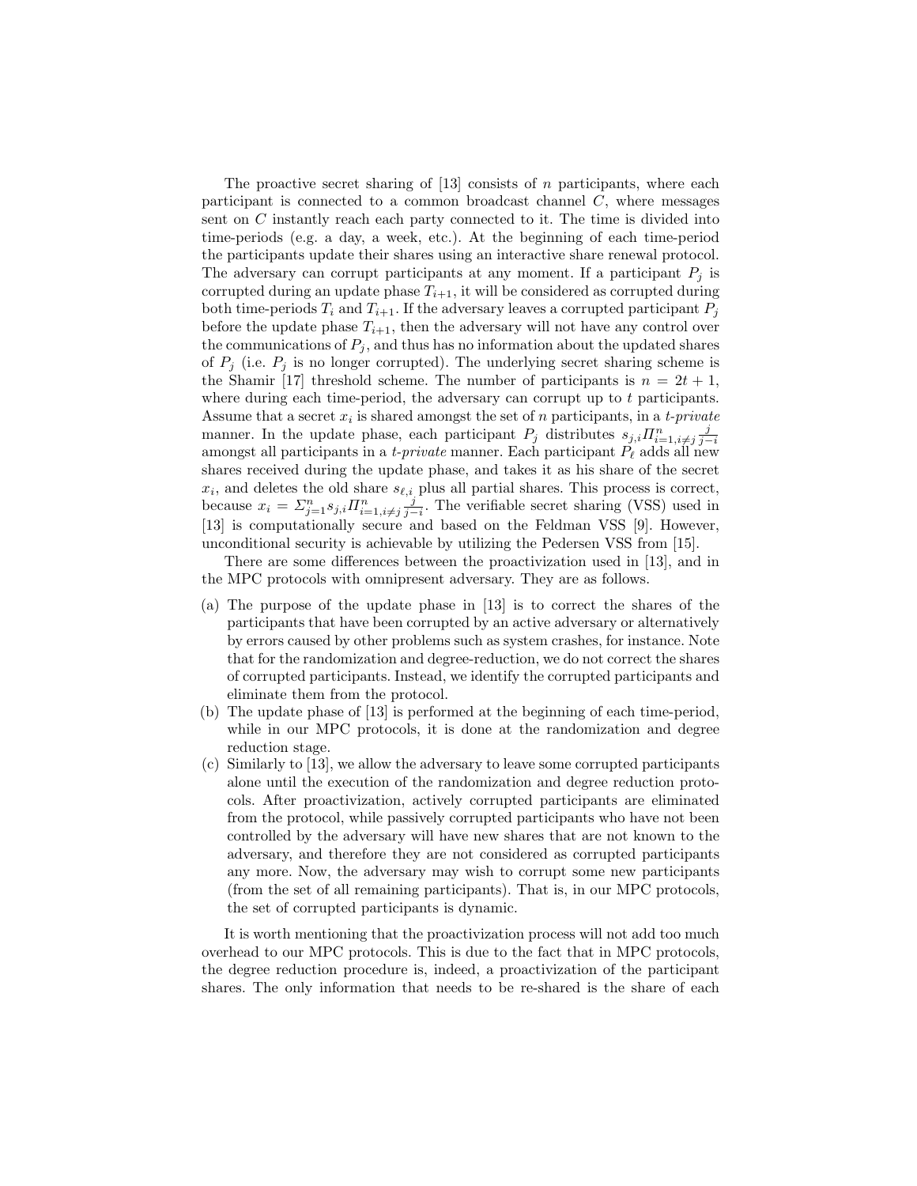The proactive secret sharing of [13] consists of $n$ participants, where each participant is connected to a common broadcast channel $C$, where messages sent on $C$ instantly reach each party connected to it. The time is divided into time-periods (e.g. a day, a week, etc.). At the beginning of each time-period the participants update their shares using an interactive share renewal protocol. The adversary can corrupt participants at any moment. If a participant $P_j$ is corrupted during an update phase $T_{i+1}$, it will be considered as corrupted during both time-periods $T_i$ and $T_{i+1}$. If the adversary leaves a corrupted participant $P_j$ before the update phase $T_{i+1}$, then the adversary will not have any control over the communications of $P_j$, and thus has no information about the updated shares of $P_j$ (i.e. $P_j$ is no longer corrupted). The underlying secret sharing scheme is the Shamir [17] threshold scheme. The number of participants is $n = 2t + 1$, where during each time-period, the adversary can corrupt up to $t$ participants. Assume that a secret $x_i$ is shared amongst the set of $n$ participants, in a *t-private* manner. In the update phase, each participant $P_j$ distributes $s_{j,i}\Pi_{i=1,i\neq j}^{n}\frac{j}{j-i}$ amongst all participants in a *t-private* manner. Each participant $P_\ell$ adds all new shares received during the update phase, and takes it as his share of the secret $x_i$, and deletes the old share $s_{\ell,i}$ plus all partial shares. This process is correct, because $x_i = \Sigma_{j=1}^{n} s_{j,i}\Pi_{i=1,i\neq j}^{n}\frac{j}{j-i}$. The verifiable secret sharing (VSS) used in [13] is computationally secure and based on the Feldman VSS [9]. However, unconditional security is achievable by utilizing the Pedersen VSS from [15].

There are some differences between the proactivization used in [13], and in the MPC protocols with omnipresent adversary. They are as follows.

(a) The purpose of the update phase in [13] is to correct the shares of the participants that have been corrupted by an active adversary or alternatively by errors caused by other problems such as system crashes, for instance. Note that for the randomization and degree-reduction, we do not correct the shares of corrupted participants. Instead, we identify the corrupted participants and eliminate them from the protocol.

(b) The update phase of [13] is performed at the beginning of each time-period, while in our MPC protocols, it is done at the randomization and degree reduction stage.

(c) Similarly to [13], we allow the adversary to leave some corrupted participants alone until the execution of the randomization and degree reduction protocols. After proactivization, actively corrupted participants are eliminated from the protocol, while passively corrupted participants who have not been controlled by the adversary will have new shares that are not known to the adversary, and therefore they are not considered as corrupted participants any more. Now, the adversary may wish to corrupt some new participants (from the set of all remaining participants). That is, in our MPC protocols, the set of corrupted participants is dynamic.

It is worth mentioning that the proactivization process will not add too much overhead to our MPC protocols. This is due to the fact that in MPC protocols, the degree reduction procedure is, indeed, a proactivization of the participant shares. The only information that needs to be re-shared is the share of each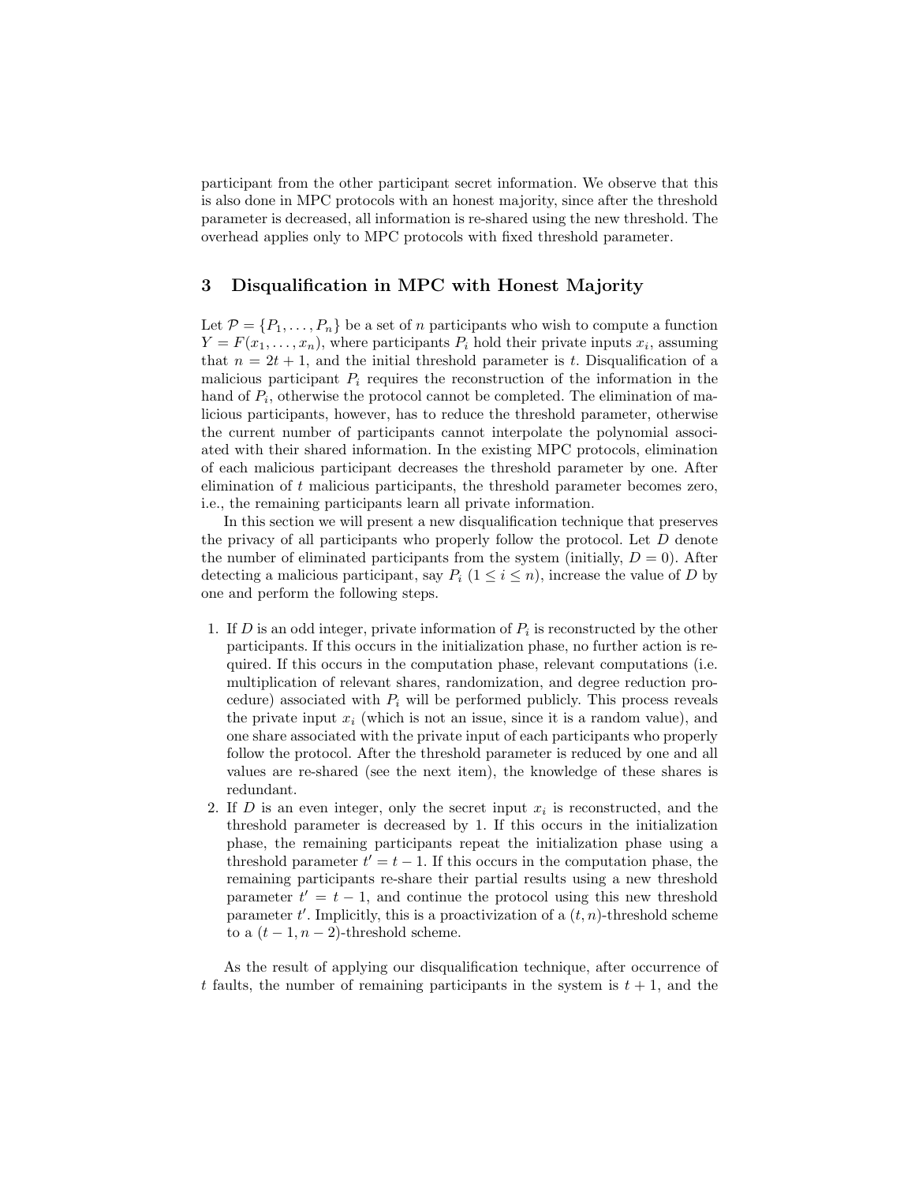participant from the other participant secret information. We observe that this is also done in MPC protocols with an honest majority, since after the threshold parameter is decreased, all information is re-shared using the new threshold. The overhead applies only to MPC protocols with fixed threshold parameter.

## 3 Disqualification in MPC with Honest Majority

Let $\mathcal{P} = \{P_1, \ldots, P_n\}$ be a set of $n$ participants who wish to compute a function $Y = F(x_1, \ldots, x_n)$, where participants $P_i$ hold their private inputs $x_i$, assuming that $n = 2t + 1$, and the initial threshold parameter is $t$. Disqualification of a malicious participant $P_i$ requires the reconstruction of the information in the hand of $P_i$, otherwise the protocol cannot be completed. The elimination of malicious participants, however, has to reduce the threshold parameter, otherwise the current number of participants cannot interpolate the polynomial associated with their shared information. In the existing MPC protocols, elimination of each malicious participant decreases the threshold parameter by one. After elimination of $t$ malicious participants, the threshold parameter becomes zero, i.e., the remaining participants learn all private information.

In this section we will present a new disqualification technique that preserves the privacy of all participants who properly follow the protocol. Let $D$ denote the number of eliminated participants from the system (initially, $D = 0$). After detecting a malicious participant, say $P_i$ ($1 \leq i \leq n$), increase the value of $D$ by one and perform the following steps.

1. If $D$ is an odd integer, private information of $P_i$ is reconstructed by the other participants. If this occurs in the initialization phase, no further action is required. If this occurs in the computation phase, relevant computations (i.e. multiplication of relevant shares, randomization, and degree reduction procedure) associated with $P_i$ will be performed publicly. This process reveals the private input $x_i$ (which is not an issue, since it is a random value), and one share associated with the private input of each participants who properly follow the protocol. After the threshold parameter is reduced by one and all values are re-shared (see the next item), the knowledge of these shares is redundant.
2. If $D$ is an even integer, only the secret input $x_i$ is reconstructed, and the threshold parameter is decreased by 1. If this occurs in the initialization phase, the remaining participants repeat the initialization phase using a threshold parameter $t' = t - 1$. If this occurs in the computation phase, the remaining participants re-share their partial results using a new threshold parameter $t' = t - 1$, and continue the protocol using this new threshold parameter $t'$. Implicitly, this is a proactivization of a $(t, n)$-threshold scheme to a $(t - 1, n - 2)$-threshold scheme.

As the result of applying our disqualification technique, after occurrence of $t$ faults, the number of remaining participants in the system is $t + 1$, and the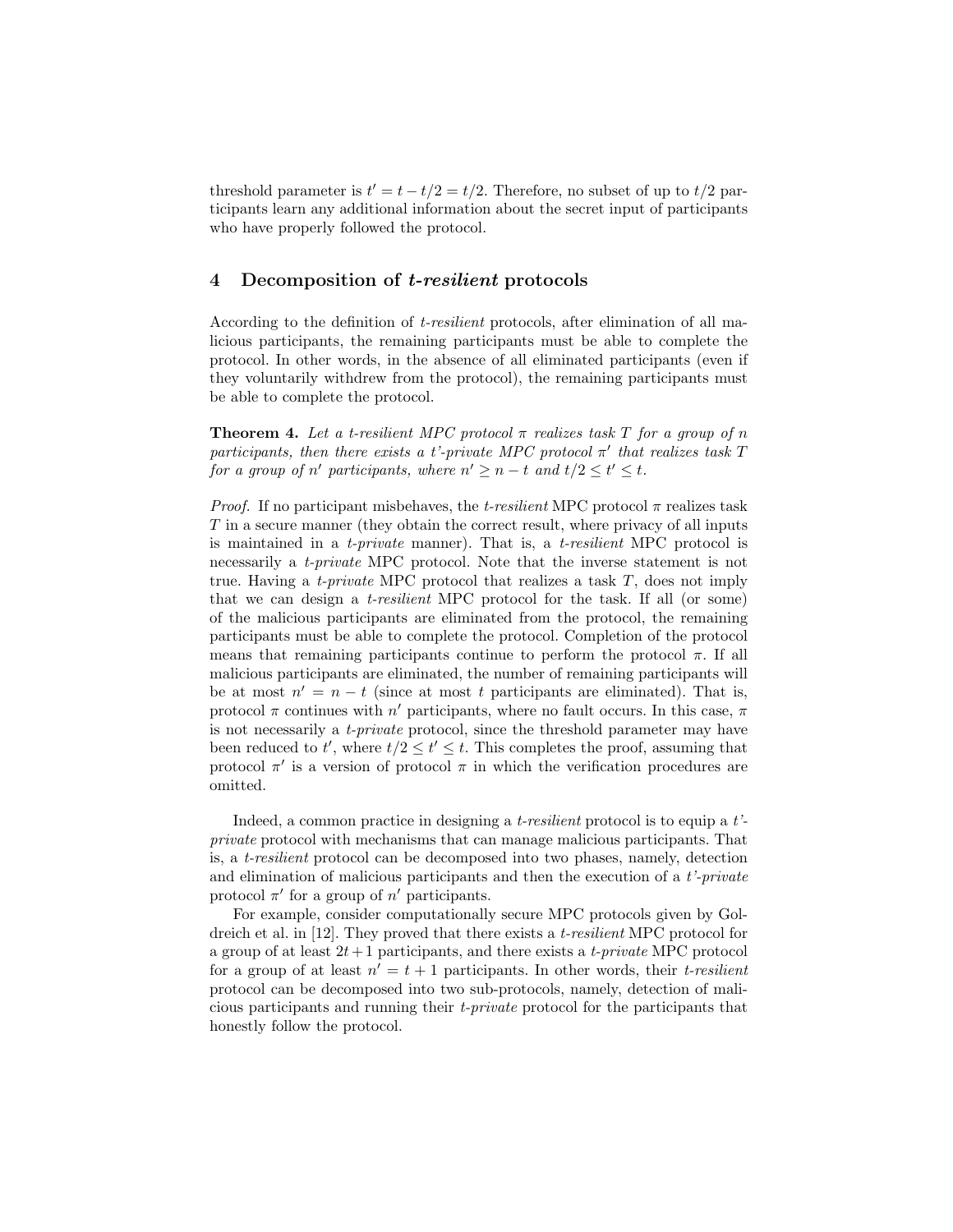threshold parameter is $t' = t - t/2 = t/2$. Therefore, no subset of up to $t/2$ participants learn any additional information about the secret input of participants who have properly followed the protocol.

## 4 Decomposition of *t-resilient* protocols

According to the definition of *t-resilient* protocols, after elimination of all malicious participants, the remaining participants must be able to complete the protocol. In other words, in the absence of all eliminated participants (even if they voluntarily withdrew from the protocol), the remaining participants must be able to complete the protocol.

**Theorem 4.** *Let a t-resilient MPC protocol $\pi$ realizes task $T$ for a group of $n$ participants, then there exists a t'-private MPC protocol $\pi'$ that realizes task $T$ for a group of $n'$ participants, where $n' \geq n - t$ and $t/2 \leq t' \leq t$.*

*Proof.* If no participant misbehaves, the *t-resilient* MPC protocol $\pi$ realizes task $T$ in a secure manner (they obtain the correct result, where privacy of all inputs is maintained in a *t-private* manner). That is, a *t-resilient* MPC protocol is necessarily a *t-private* MPC protocol. Note that the inverse statement is not true. Having a *t-private* MPC protocol that realizes a task $T$, does not imply that we can design a *t-resilient* MPC protocol for the task. If all (or some) of the malicious participants are eliminated from the protocol, the remaining participants must be able to complete the protocol. Completion of the protocol means that remaining participants continue to perform the protocol $\pi$. If all malicious participants are eliminated, the number of remaining participants will be at most $n' = n - t$ (since at most $t$ participants are eliminated). That is, protocol $\pi$ continues with $n'$ participants, where no fault occurs. In this case, $\pi$ is not necessarily a *t-private* protocol, since the threshold parameter may have been reduced to $t'$, where $t/2 \leq t' \leq t$. This completes the proof, assuming that protocol $\pi'$ is a version of protocol $\pi$ in which the verification procedures are omitted.

Indeed, a common practice in designing a *t-resilient* protocol is to equip a *t'-private* protocol with mechanisms that can manage malicious participants. That is, a *t-resilient* protocol can be decomposed into two phases, namely, detection and elimination of malicious participants and then the execution of a *t'-private* protocol $\pi'$ for a group of $n'$ participants.

For example, consider computationally secure MPC protocols given by Goldreich et al. in [12]. They proved that there exists a *t-resilient* MPC protocol for a group of at least $2t+1$ participants, and there exists a *t-private* MPC protocol for a group of at least $n' = t + 1$ participants. In other words, their *t-resilient* protocol can be decomposed into two sub-protocols, namely, detection of malicious participants and running their *t-private* protocol for the participants that honestly follow the protocol.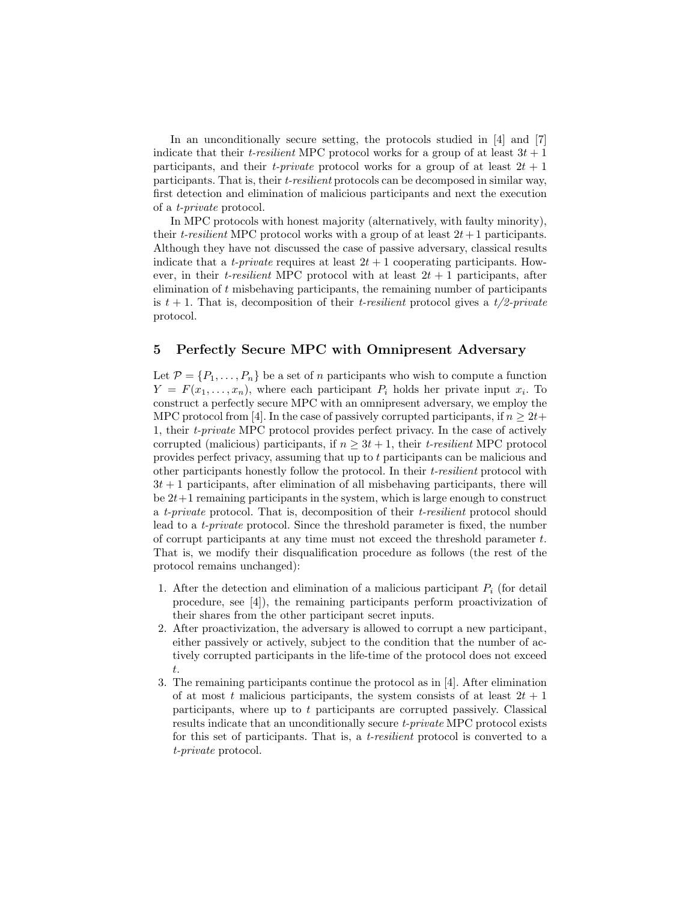In an unconditionally secure setting, the protocols studied in [4] and [7] indicate that their *t-resilient* MPC protocol works for a group of at least $3t+1$ participants, and their *t-private* protocol works for a group of at least $2t+1$ participants. That is, their *t-resilient* protocols can be decomposed in similar way, first detection and elimination of malicious participants and next the execution of a *t-private* protocol.

In MPC protocols with honest majority (alternatively, with faulty minority), their *t-resilient* MPC protocol works with a group of at least $2t+1$ participants. Although they have not discussed the case of passive adversary, classical results indicate that a *t-private* requires at least $2t+1$ cooperating participants. However, in their *t-resilient* MPC protocol with at least $2t+1$ participants, after elimination of $t$ misbehaving participants, the remaining number of participants is $t+1$. That is, decomposition of their *t-resilient* protocol gives a *t/2-private* protocol.

## 5 Perfectly Secure MPC with Omnipresent Adversary

Let $\mathcal{P} = \{P_1, \ldots, P_n\}$ be a set of $n$ participants who wish to compute a function $Y = F(x_1, \ldots, x_n)$, where each participant $P_i$ holds her private input $x_i$. To construct a perfectly secure MPC with an omnipresent adversary, we employ the MPC protocol from [4]. In the case of passively corrupted participants, if $n \geq 2t+1$, their *t-private* MPC protocol provides perfect privacy. In the case of actively corrupted (malicious) participants, if $n \geq 3t+1$, their *t-resilient* MPC protocol provides perfect privacy, assuming that up to $t$ participants can be malicious and other participants honestly follow the protocol. In their *t-resilient* protocol with $3t+1$ participants, after elimination of all misbehaving participants, there will be $2t+1$ remaining participants in the system, which is large enough to construct a *t-private* protocol. That is, decomposition of their *t-resilient* protocol should lead to a *t-private* protocol. Since the threshold parameter is fixed, the number of corrupt participants at any time must not exceed the threshold parameter $t$. That is, we modify their disqualification procedure as follows (the rest of the protocol remains unchanged):

1. After the detection and elimination of a malicious participant $P_i$ (for detail procedure, see [4]), the remaining participants perform proactivization of their shares from the other participant secret inputs.
2. After proactivization, the adversary is allowed to corrupt a new participant, either passively or actively, subject to the condition that the number of actively corrupted participants in the life-time of the protocol does not exceed $t$.
3. The remaining participants continue the protocol as in [4]. After elimination of at most $t$ malicious participants, the system consists of at least $2t+1$ participants, where up to $t$ participants are corrupted passively. Classical results indicate that an unconditionally secure *t-private* MPC protocol exists for this set of participants. That is, a *t-resilient* protocol is converted to a *t-private* protocol.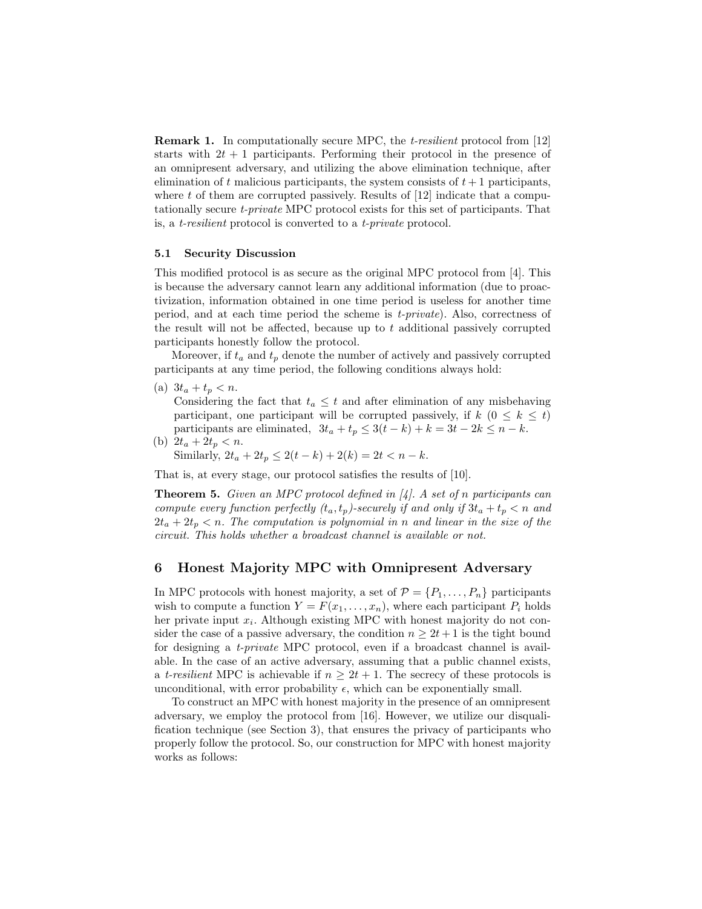**Remark 1.** In computationally secure MPC, the *t-resilient* protocol from [12] starts with $2t + 1$ participants. Performing their protocol in the presence of an omnipresent adversary, and utilizing the above elimination technique, after elimination of $t$ malicious participants, the system consists of $t+1$ participants, where $t$ of them are corrupted passively. Results of [12] indicate that a computationally secure *t-private* MPC protocol exists for this set of participants. That is, a *t-resilient* protocol is converted to a *t-private* protocol.

### 5.1 Security Discussion

This modified protocol is as secure as the original MPC protocol from [4]. This is because the adversary cannot learn any additional information (due to proactivization, information obtained in one time period is useless for another time period, and at each time period the scheme is *t-private*). Also, correctness of the result will not be affected, because up to $t$ additional passively corrupted participants honestly follow the protocol.

Moreover, if $t_a$ and $t_p$ denote the number of actively and passively corrupted participants at any time period, the following conditions always hold:

(a) $3t_a + t_p < n$.
Considering the fact that $t_a \leq t$ and after elimination of any misbehaving participant, one participant will be corrupted passively, if $k$ $(0 \leq k \leq t)$ participants are eliminated, $3t_a + t_p \leq 3(t-k) + k = 3t - 2k \leq n - k$.

(b) $2t_a + 2t_p < n$.
Similarly, $2t_a + 2t_p \leq 2(t-k) + 2(k) = 2t < n - k$.

That is, at every stage, our protocol satisfies the results of [10].

**Theorem 5.** *Given an MPC protocol defined in [4]. A set of n participants can compute every function perfectly $(t_a, t_p)$-securely if and only if $3t_a + t_p < n$ and $2t_a + 2t_p < n$. The computation is polynomial in n and linear in the size of the circuit. This holds whether a broadcast channel is available or not.*

## 6 Honest Majority MPC with Omnipresent Adversary

In MPC protocols with honest majority, a set of $\mathcal{P} = \{P_1, \ldots, P_n\}$ participants wish to compute a function $Y = F(x_1, \ldots, x_n)$, where each participant $P_i$ holds her private input $x_i$. Although existing MPC with honest majority do not consider the case of a passive adversary, the condition $n \geq 2t + 1$ is the tight bound for designing a *t-private* MPC protocol, even if a broadcast channel is available. In the case of an active adversary, assuming that a public channel exists, a *t-resilient* MPC is achievable if $n \geq 2t + 1$. The secrecy of these protocols is unconditional, with error probability $\epsilon$, which can be exponentially small.

To construct an MPC with honest majority in the presence of an omnipresent adversary, we employ the protocol from [16]. However, we utilize our disqualification technique (see Section 3), that ensures the privacy of participants who properly follow the protocol. So, our construction for MPC with honest majority works as follows: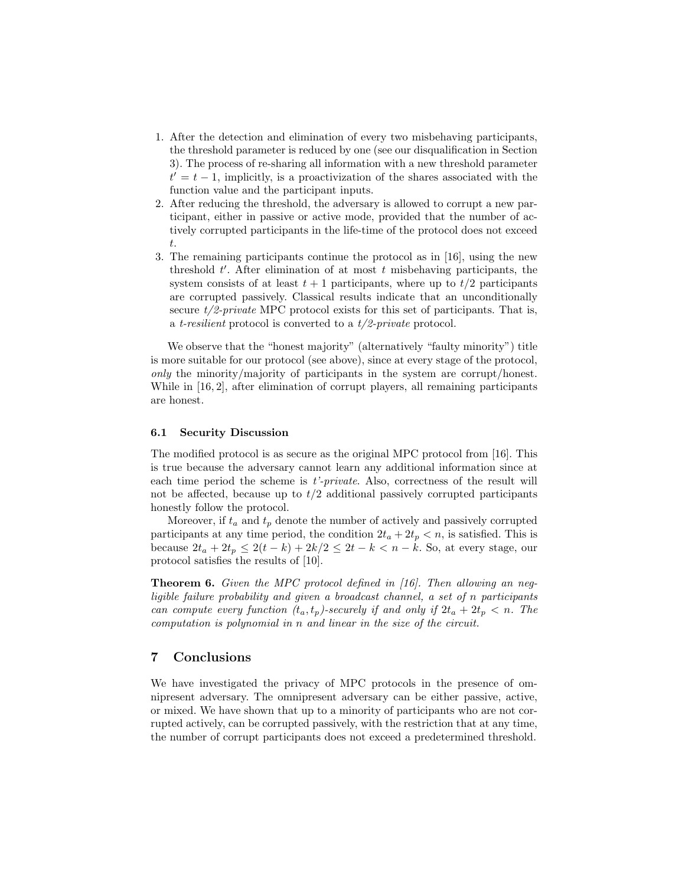1. After the detection and elimination of every two misbehaving participants, the threshold parameter is reduced by one (see our disqualification in Section 3). The process of re-sharing all information with a new threshold parameter $t' = t - 1$, implicitly, is a proactivization of the shares associated with the function value and the participant inputs.
2. After reducing the threshold, the adversary is allowed to corrupt a new participant, either in passive or active mode, provided that the number of actively corrupted participants in the life-time of the protocol does not exceed $t$.
3. The remaining participants continue the protocol as in [16], using the new threshold $t'$. After elimination of at most $t$ misbehaving participants, the system consists of at least $t + 1$ participants, where up to $t/2$ participants are corrupted passively. Classical results indicate that an unconditionally secure *$t/2$-private* MPC protocol exists for this set of participants. That is, a *$t$-resilient* protocol is converted to a *$t/2$-private* protocol.

We observe that the "honest majority" (alternatively "faulty minority") title is more suitable for our protocol (see above), since at every stage of the protocol, *only* the minority/majority of participants in the system are corrupt/honest. While in [16, 2], after elimination of corrupt players, all remaining participants are honest.

### 6.1 Security Discussion

The modified protocol is as secure as the original MPC protocol from [16]. This is true because the adversary cannot learn any additional information since at each time period the scheme is *$t'$-private*. Also, correctness of the result will not be affected, because up to $t/2$ additional passively corrupted participants honestly follow the protocol.

Moreover, if $t_a$ and $t_p$ denote the number of actively and passively corrupted participants at any time period, the condition $2t_a + 2t_p < n$, is satisfied. This is because $2t_a + 2t_p \leq 2(t - k) + 2k/2 \leq 2t - k < n - k$. So, at every stage, our protocol satisfies the results of [10].

**Theorem 6.** *Given the MPC protocol defined in [16]. Then allowing an negligible failure probability and given a broadcast channel, a set of $n$ participants can compute every function $(t_a, t_p)$-securely if and only if $2t_a + 2t_p < n$. The computation is polynomial in $n$ and linear in the size of the circuit.*

## 7 Conclusions

We have investigated the privacy of MPC protocols in the presence of omnipresent adversary. The omnipresent adversary can be either passive, active, or mixed. We have shown that up to a minority of participants who are not corrupted actively, can be corrupted passively, with the restriction that at any time, the number of corrupt participants does not exceed a predetermined threshold.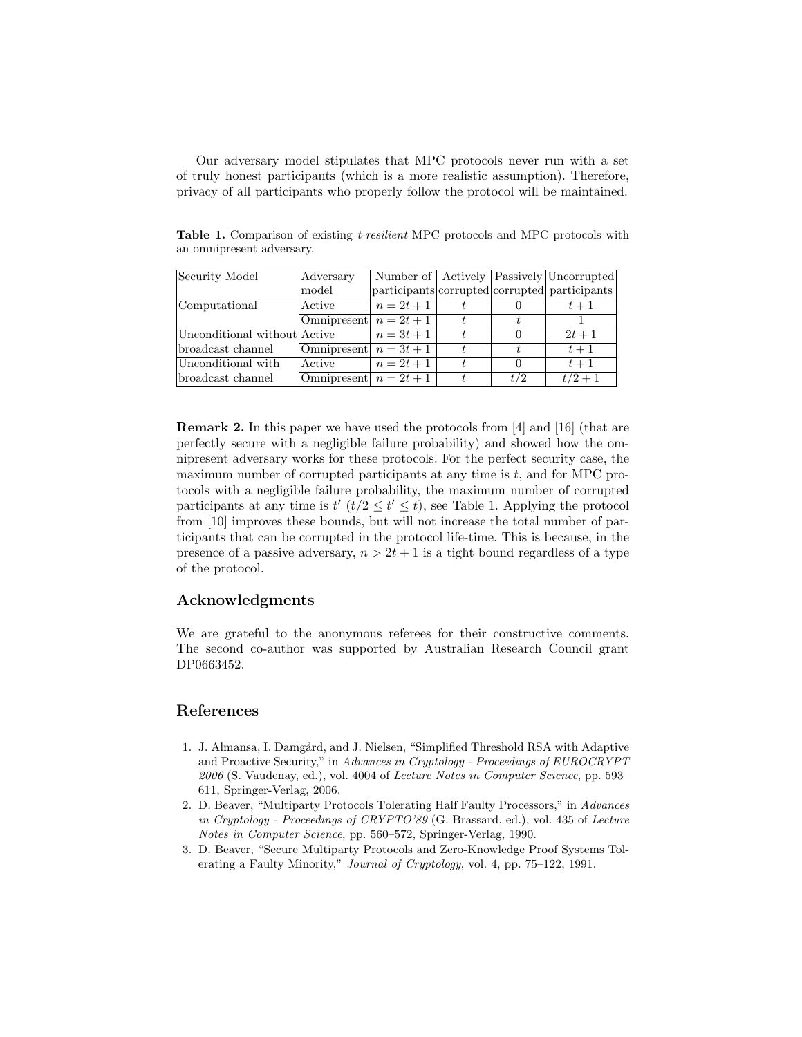Our adversary model stipulates that MPC protocols never run with a set of truly honest participants (which is a more realistic assumption). Therefore, privacy of all participants who properly follow the protocol will be maintained.

**Table 1.** Comparison of existing *t-resilient* MPC protocols and MPC protocols with an omnipresent adversary.

| Security Model | Adversary model | Number of participants | Actively corrupted | Passively corrupted | Uncorrupted participants |
|---|---|---|---|---|---|
| Computational | Active | $n = 2t + 1$ | $t$ | 0 | $t + 1$ |
| | Omnipresent | $n = 2t + 1$ | $t$ | $t$ | 1 |
| Unconditional without broadcast channel | Active | $n = 3t + 1$ | $t$ | 0 | $2t + 1$ |
| | Omnipresent | $n = 3t + 1$ | $t$ | $t$ | $t + 1$ |
| Unconditional with broadcast channel | Active | $n = 2t + 1$ | $t$ | 0 | $t + 1$ |
| | Omnipresent | $n = 2t + 1$ | $t$ | $t/2$ | $t/2 + 1$ |

**Remark 2.** In this paper we have used the protocols from [4] and [16] (that are perfectly secure with a negligible failure probability) and showed how the omnipresent adversary works for these protocols. For the perfect security case, the maximum number of corrupted participants at any time is $t$, and for MPC protocols with a negligible failure probability, the maximum number of corrupted participants at any time is $t'$ ($t/2 \leq t' \leq t$), see Table 1. Applying the protocol from [10] improves these bounds, but will not increase the total number of participants that can be corrupted in the protocol life-time. This is because, in the presence of a passive adversary, $n > 2t + 1$ is a tight bound regardless of a type of the protocol.

## Acknowledgments

We are grateful to the anonymous referees for their constructive comments. The second co-author was supported by Australian Research Council grant DP0663452.

## References

1. J. Almansa, I. Damgård, and J. Nielsen, "Simplified Threshold RSA with Adaptive and Proactive Security," in *Advances in Cryptology - Proceedings of EUROCRYPT 2006* (S. Vaudenay, ed.), vol. 4004 of *Lecture Notes in Computer Science*, pp. 593–611, Springer-Verlag, 2006.
2. D. Beaver, "Multiparty Protocols Tolerating Half Faulty Processors," in *Advances in Cryptology - Proceedings of CRYPTO'89* (G. Brassard, ed.), vol. 435 of *Lecture Notes in Computer Science*, pp. 560–572, Springer-Verlag, 1990.
3. D. Beaver, "Secure Multiparty Protocols and Zero-Knowledge Proof Systems Tolerating a Faulty Minority," *Journal of Cryptology*, vol. 4, pp. 75–122, 1991.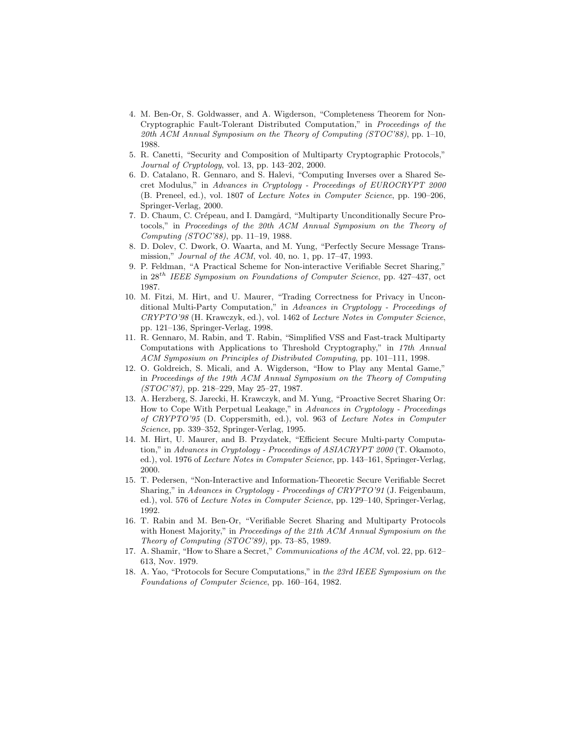4. M. Ben-Or, S. Goldwasser, and A. Wigderson, "Completeness Theorem for Non-Cryptographic Fault-Tolerant Distributed Computation," in *Proceedings of the 20th ACM Annual Symposium on the Theory of Computing (STOC'88)*, pp. 1–10, 1988.
5. R. Canetti, "Security and Composition of Multiparty Cryptographic Protocols," *Journal of Cryptology*, vol. 13, pp. 143–202, 2000.
6. D. Catalano, R. Gennaro, and S. Halevi, "Computing Inverses over a Shared Secret Modulus," in *Advances in Cryptology - Proceedings of EUROCRYPT 2000* (B. Preneel, ed.), vol. 1807 of *Lecture Notes in Computer Science*, pp. 190–206, Springer-Verlag, 2000.
7. D. Chaum, C. Crépeau, and I. Damgård, "Multiparty Unconditionally Secure Protocols," in *Proceedings of the 20th ACM Annual Symposium on the Theory of Computing (STOC'88)*, pp. 11–19, 1988.
8. D. Dolev, C. Dwork, O. Waarta, and M. Yung, "Perfectly Secure Message Transmission," *Journal of the ACM*, vol. 40, no. 1, pp. 17–47, 1993.
9. P. Feldman, "A Practical Scheme for Non-interactive Verifiable Secret Sharing," in $28^{th}$ *IEEE Symposium on Foundations of Computer Science*, pp. 427–437, oct 1987.
10. M. Fitzi, M. Hirt, and U. Maurer, "Trading Correctness for Privacy in Unconditional Multi-Party Computation," in *Advances in Cryptology - Proceedings of CRYPTO'98* (H. Krawczyk, ed.), vol. 1462 of *Lecture Notes in Computer Science*, pp. 121–136, Springer-Verlag, 1998.
11. R. Gennaro, M. Rabin, and T. Rabin, "Simplified VSS and Fast-track Multiparty Computations with Applications to Threshold Cryptography," in *17th Annual ACM Symposium on Principles of Distributed Computing*, pp. 101–111, 1998.
12. O. Goldreich, S. Micali, and A. Wigderson, "How to Play any Mental Game," in *Proceedings of the 19th ACM Annual Symposium on the Theory of Computing (STOC'87)*, pp. 218–229, May 25–27, 1987.
13. A. Herzberg, S. Jarecki, H. Krawczyk, and M. Yung, "Proactive Secret Sharing Or: How to Cope With Perpetual Leakage," in *Advances in Cryptology - Proceedings of CRYPTO'95* (D. Coppersmith, ed.), vol. 963 of *Lecture Notes in Computer Science*, pp. 339–352, Springer-Verlag, 1995.
14. M. Hirt, U. Maurer, and B. Przydatek, "Efficient Secure Multi-party Computation," in *Advances in Cryptology - Proceedings of ASIACRYPT 2000* (T. Okamoto, ed.), vol. 1976 of *Lecture Notes in Computer Science*, pp. 143–161, Springer-Verlag, 2000.
15. T. Pedersen, "Non-Interactive and Information-Theoretic Secure Verifiable Secret Sharing," in *Advances in Cryptology - Proceedings of CRYPTO'91* (J. Feigenbaum, ed.), vol. 576 of *Lecture Notes in Computer Science*, pp. 129–140, Springer-Verlag, 1992.
16. T. Rabin and M. Ben-Or, "Verifiable Secret Sharing and Multiparty Protocols with Honest Majority," in *Proceedings of the 21th ACM Annual Symposium on the Theory of Computing (STOC'89)*, pp. 73–85, 1989.
17. A. Shamir, "How to Share a Secret," *Communications of the ACM*, vol. 22, pp. 612–613, Nov. 1979.
18. A. Yao, "Protocols for Secure Computations," in *the 23rd IEEE Symposium on the Foundations of Computer Science*, pp. 160–164, 1982.